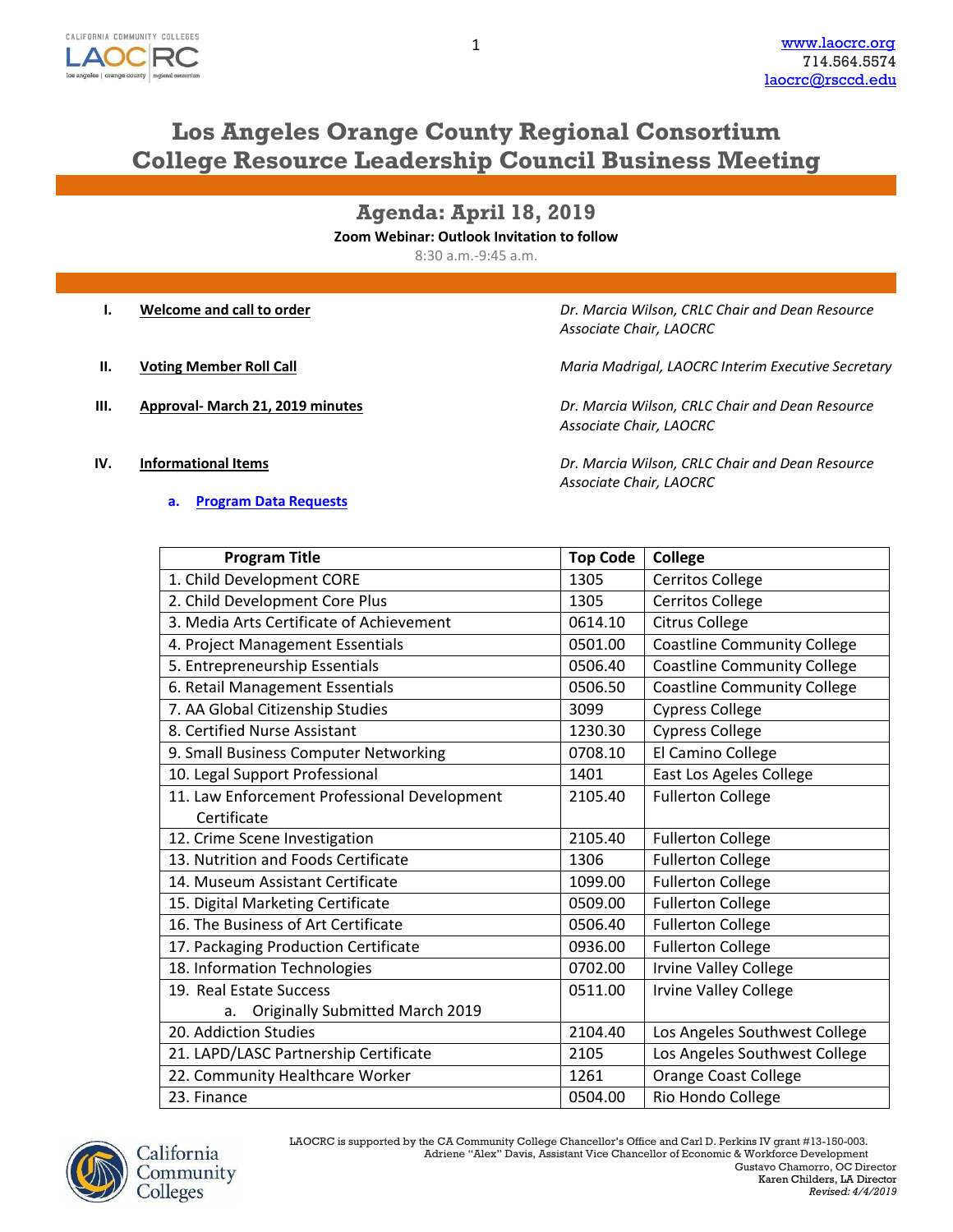# Los Angeles Orange County Regional Consortium
# College Resource Leadership Council Business Meeting

## Agenda: April 18, 2019

**Zoom Webinar: Outlook Invitation to follow**

8:30 a.m.-9:45 a.m.

**I. Welcome and call to order** — *Dr. Marcia Wilson, CRLC Chair and Dean Resource Associate Chair, LAOCRC*

**II. Voting Member Roll Call** — *Maria Madrigal, LAOCRC Interim Executive Secretary*

**III. Approval- March 21, 2019 minutes** — *Dr. Marcia Wilson, CRLC Chair and Dean Resource Associate Chair, LAOCRC*

**IV. Informational Items** — *Dr. Marcia Wilson, CRLC Chair and Dean Resource Associate Chair, LAOCRC*

**a. Program Data Requests**

| Program Title | Top Code | College |
|---|---|---|
| 1. Child Development CORE | 1305 | Cerritos College |
| 2. Child Development Core Plus | 1305 | Cerritos College |
| 3. Media Arts Certificate of Achievement | 0614.10 | Citrus College |
| 4. Project Management Essentials | 0501.00 | Coastline Community College |
| 5. Entrepreneurship Essentials | 0506.40 | Coastline Community College |
| 6. Retail Management Essentials | 0506.50 | Coastline Community College |
| 7. AA Global Citizenship Studies | 3099 | Cypress College |
| 8. Certified Nurse Assistant | 1230.30 | Cypress College |
| 9. Small Business Computer Networking | 0708.10 | El Camino College |
| 10. Legal Support Professional | 1401 | East Los Ageles College |
| 11. Law Enforcement Professional Development Certificate | 2105.40 | Fullerton College |
| 12. Crime Scene Investigation | 2105.40 | Fullerton College |
| 13. Nutrition and Foods Certificate | 1306 | Fullerton College |
| 14. Museum Assistant Certificate | 1099.00 | Fullerton College |
| 15. Digital Marketing Certificate | 0509.00 | Fullerton College |
| 16. The Business of Art Certificate | 0506.40 | Fullerton College |
| 17. Packaging Production Certificate | 0936.00 | Fullerton College |
| 18. Information Technologies | 0702.00 | Irvine Valley College |
| 19. Real Estate Success<br>a. Originally Submitted March 2019 | 0511.00 | Irvine Valley College |
| 20. Addiction Studies | 2104.40 | Los Angeles Southwest College |
| 21. LAPD/LASC Partnership Certificate | 2105 | Los Angeles Southwest College |
| 22. Community Healthcare Worker | 1261 | Orange Coast College |
| 23. Finance | 0504.00 | Rio Hondo College |

LAOCRC is supported by the CA Community College Chancellor's Office and Carl D. Perkins IV grant #13-150-003.
Adriene "Alex" Davis, Assistant Vice Chancellor of Economic & Workforce Development
Gustavo Chamorro, OC Director
Karen Childers, LA Director
*Revised: 4/4/2019*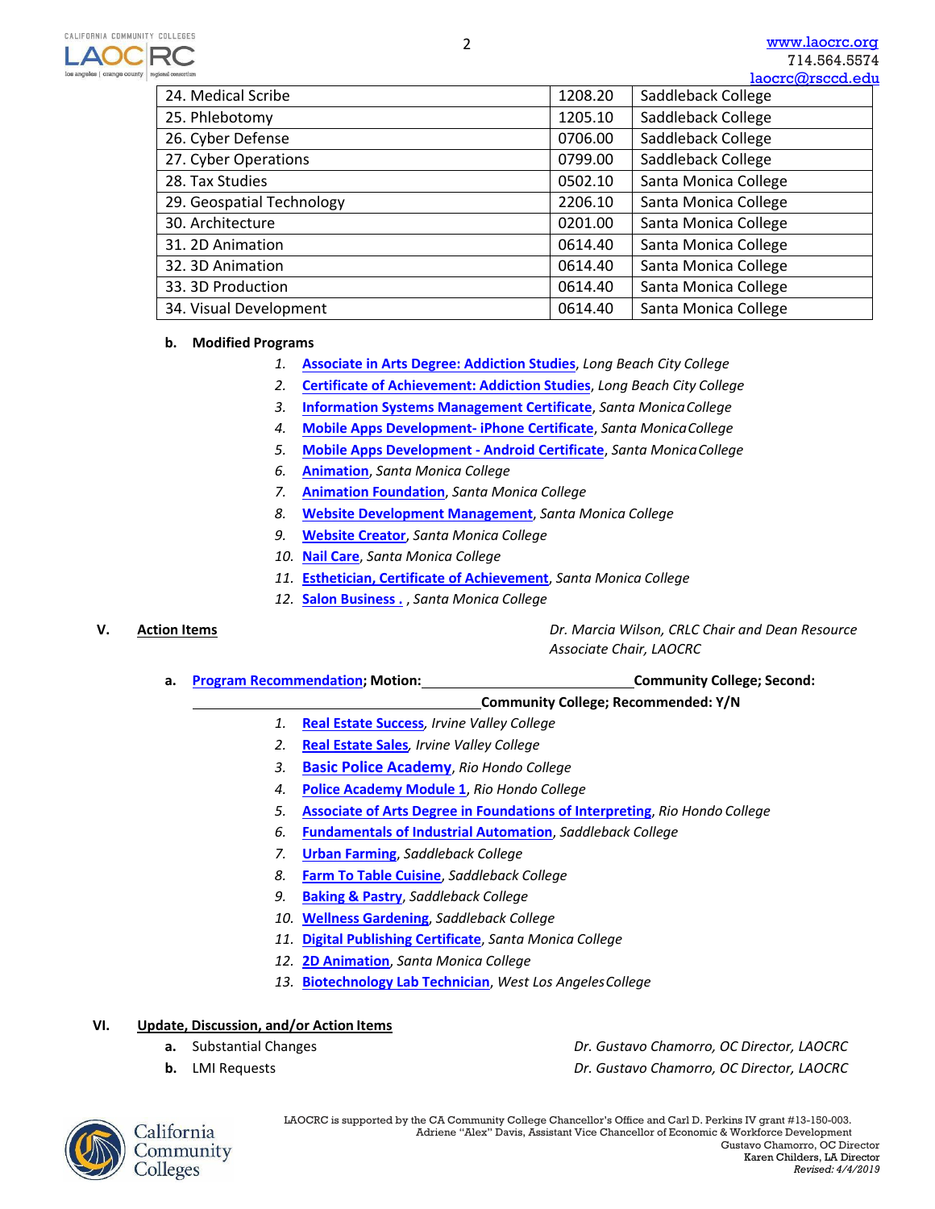| 24. Medical Scribe | 1208.20 | Saddleback College |
|---|---|---|
| 25. Phlebotomy | 1205.10 | Saddleback College |
| 26. Cyber Defense | 0706.00 | Saddleback College |
| 27. Cyber Operations | 0799.00 | Saddleback College |
| 28. Tax Studies | 0502.10 | Santa Monica College |
| 29. Geospatial Technology | 2206.10 | Santa Monica College |
| 30. Architecture | 0201.00 | Santa Monica College |
| 31. 2D Animation | 0614.40 | Santa Monica College |
| 32. 3D Animation | 0614.40 | Santa Monica College |
| 33. 3D Production | 0614.40 | Santa Monica College |
| 34. Visual Development | 0614.40 | Santa Monica College |

**b. Modified Programs**

1. **Associate in Arts Degree: Addiction Studies**, *Long Beach City College*
2. **Certificate of Achievement: Addiction Studies**, *Long Beach City College*
3. **Information Systems Management Certificate**, *Santa Monica College*
4. **Mobile Apps Development- iPhone Certificate**, *Santa Monica College*
5. **Mobile Apps Development - Android Certificate**, *Santa Monica College*
6. **Animation**, *Santa Monica College*
7. **Animation Foundation**, *Santa Monica College*
8. **Website Development Management**, *Santa Monica College*
9. **Website Creator**, *Santa Monica College*
10. **Nail Care**, *Santa Monica College*
11. **Esthetician, Certificate of Achievement**, *Santa Monica College*
12. **Salon Business .** , *Santa Monica College*

## V. Action Items

*Dr. Marcia Wilson, CRLC Chair and Dean Resource Associate Chair, LAOCRC*

**a. Program Recommendation; Motion: ______________ Community College; Second: ______________ Community College; Recommended: Y/N**

1. **Real Estate Success**, *Irvine Valley College*
2. **Real Estate Sales**, *Irvine Valley College*
3. **Basic Police Academy**, *Rio Hondo College*
4. **Police Academy Module 1**, *Rio Hondo College*
5. **Associate of Arts Degree in Foundations of Interpreting**, *Rio Hondo College*
6. **Fundamentals of Industrial Automation**, *Saddleback College*
7. **Urban Farming**, *Saddleback College*
8. **Farm To Table Cuisine**, *Saddleback College*
9. **Baking & Pastry**, *Saddleback College*
10. **Wellness Gardening**, *Saddleback College*
11. **Digital Publishing Certificate**, *Santa Monica College*
12. **2D Animation**, *Santa Monica College*
13. **Biotechnology Lab Technician**, *West Los Angeles College*

## VI. Update, Discussion, and/or Action Items

**a.** Substantial Changes — *Dr. Gustavo Chamorro, OC Director, LAOCRC*

**b.** LMI Requests — *Dr. Gustavo Chamorro, OC Director, LAOCRC*

LAOCRC is supported by the CA Community College Chancellor's Office and Carl D. Perkins IV grant #13-150-003.
Adriene "Alex" Davis, Assistant Vice Chancellor of Economic & Workforce Development
Gustavo Chamorro, OC Director
Karen Childers, LA Director
*Revised: 4/4/2019*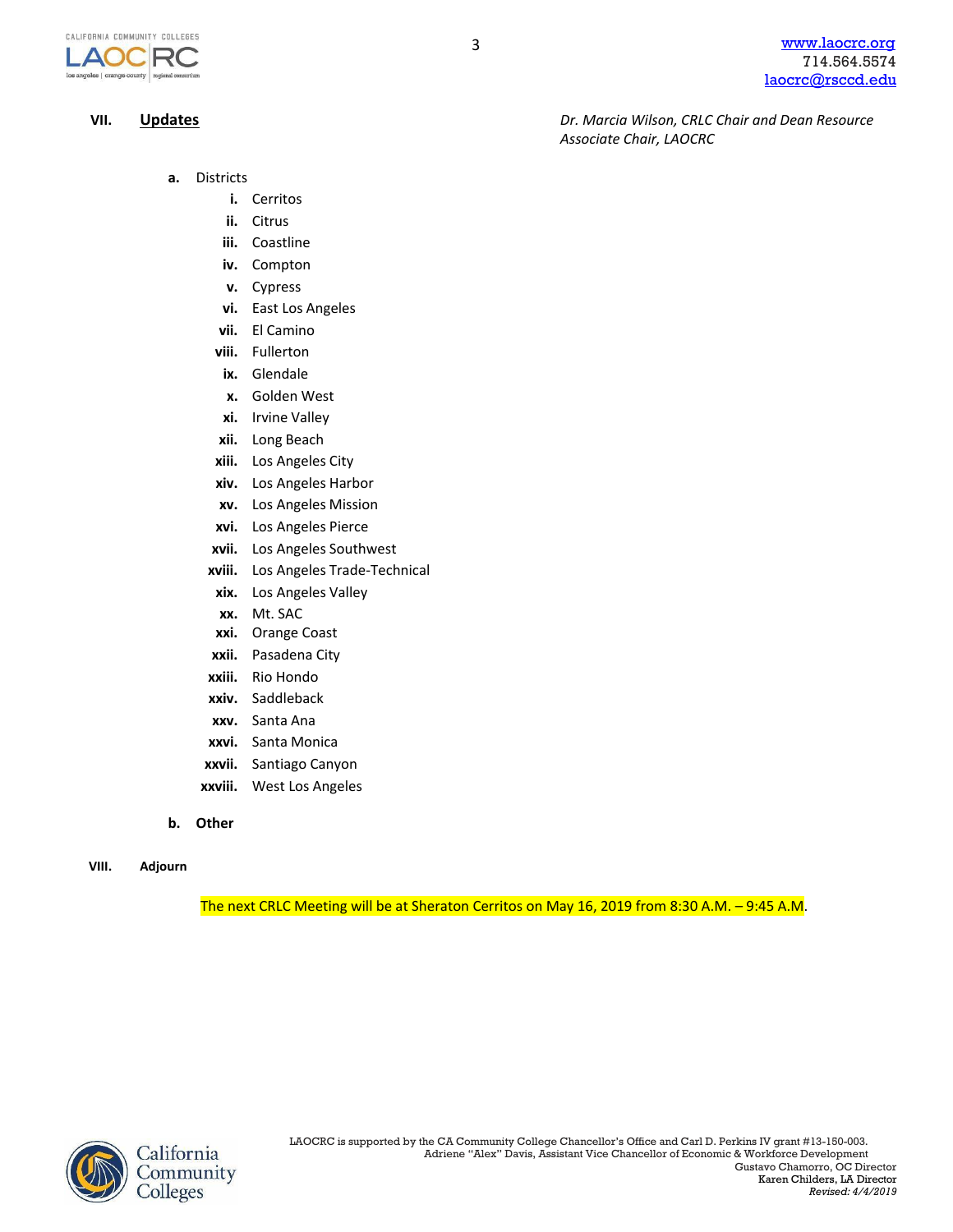## VII. Updates

*Dr. Marcia Wilson, CRLC Chair and Dean Resource Associate Chair, LAOCRC*

a. Districts
   - i. Cerritos
   - ii. Citrus
   - iii. Coastline
   - iv. Compton
   - v. Cypress
   - vi. East Los Angeles
   - vii. El Camino
   - viii. Fullerton
   - ix. Glendale
   - x. Golden West
   - xi. Irvine Valley
   - xii. Long Beach
   - xiii. Los Angeles City
   - xiv. Los Angeles Harbor
   - xv. Los Angeles Mission
   - xvi. Los Angeles Pierce
   - xvii. Los Angeles Southwest
   - xviii. Los Angeles Trade-Technical
   - xix. Los Angeles Valley
   - xx. Mt. SAC
   - xxi. Orange Coast
   - xxii. Pasadena City
   - xxiii. Rio Hondo
   - xxiv. Saddleback
   - xxv. Santa Ana
   - xxvi. Santa Monica
   - xxvii. Santiago Canyon
   - xxviii. West Los Angeles

**b. Other**

## VIII. Adjourn

The next CRLC Meeting will be at Sheraton Cerritos on May 16, 2019 from 8:30 A.M. – 9:45 A.M.

LAOCRC is supported by the CA Community College Chancellor's Office and Carl D. Perkins IV grant #13-150-003.
Adriene "Alex" Davis, Assistant Vice Chancellor of Economic & Workforce Development
Gustavo Chamorro, OC Director
Karen Childers, LA Director
*Revised: 4/4/2019*